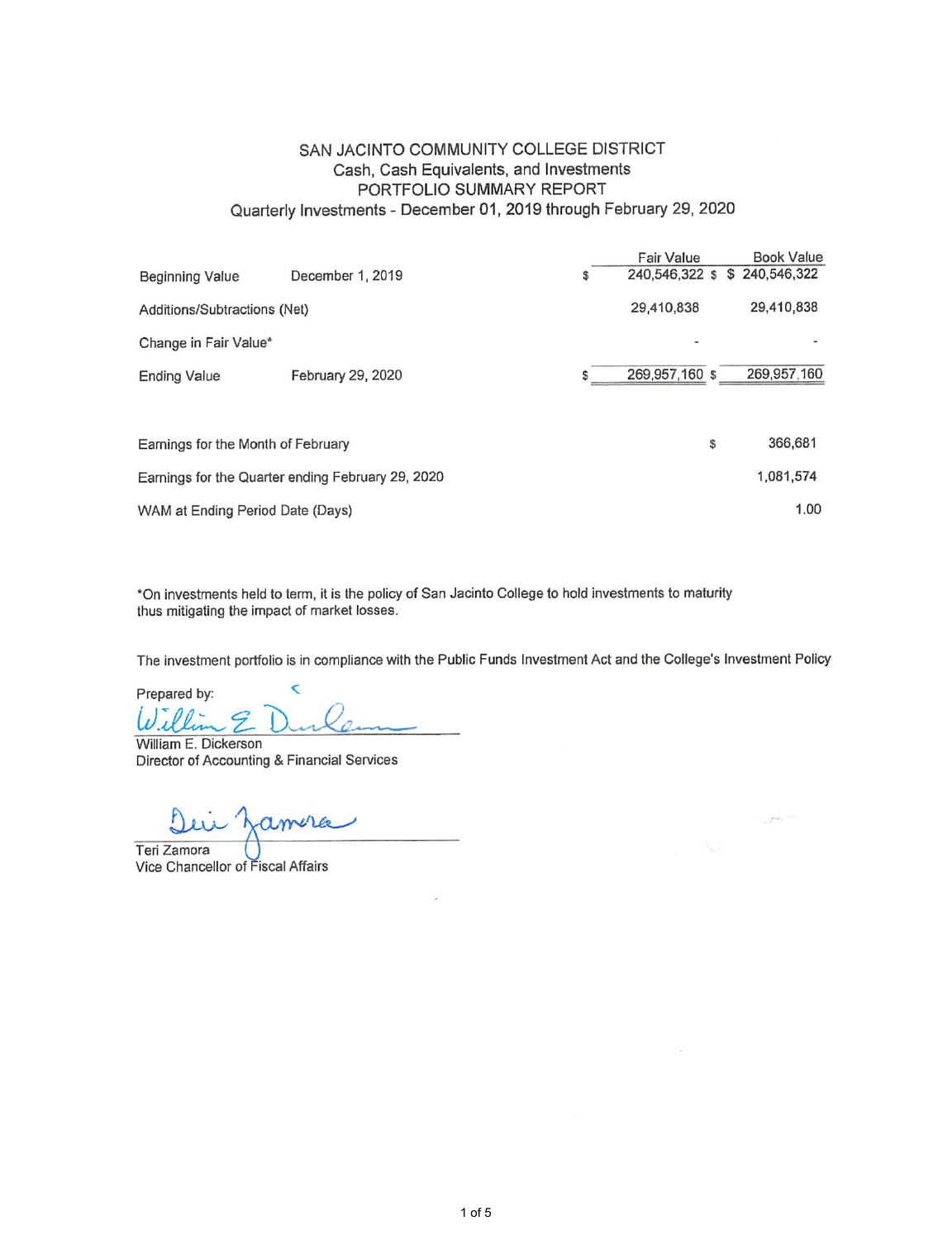# SAN JACINTO COMMUNITY COLLEGE DISTRICT

## Cash, Cash Equivalents, and Investments
## PORTFOLIO SUMMARY REPORT
## Quarterly Investments - December 01, 2019 through February 29, 2020

| | | Fair Value | Book Value |
|---|---|---|---|
| Beginning Value | December 1, 2019 | $ 240,546,322 | $ 240,546,322 |
| Additions/Subtractions (Net) | | 29,410,838 | 29,410,838 |
| Change in Fair Value* | | - | - |
| Ending Value | February 29, 2020 | $ 269,957,160 | $ 269,957,160 |

| | |
|---|---|
| Earnings for the Month of February | $ 366,681 |
| Earnings for the Quarter ending February 29, 2020 | 1,081,574 |
| WAM at Ending Period Date (Days) | 1.00 |

*On investments held to term, it is the policy of San Jacinto College to hold investments to maturity thus mitigating the impact of market losses.

The investment portfolio is in compliance with the Public Funds Investment Act and the College's Investment Policy

Prepared by:

William E. Dickerson
Director of Accounting & Financial Services

Teri Zamora
Vice Chancellor of Fiscal Affairs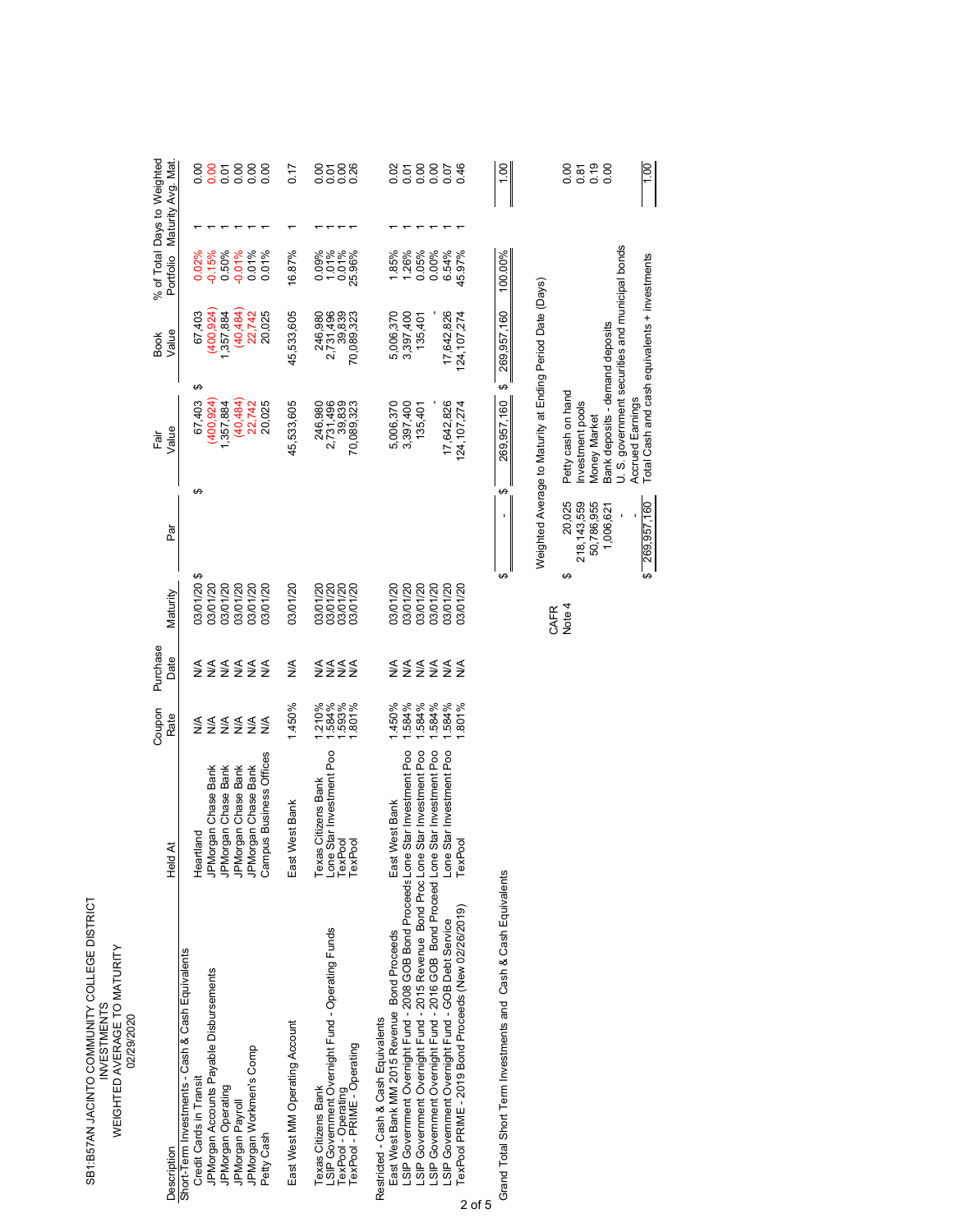# SB1:B57AN JACINTO COMMUNITY COLLEGE DISTRICT
## INVESTMENTS
## WEIGHTED AVERAGE TO MATURITY
## 02/29/2020

| Description | Held At | Coupon Rate | Purchase Date | Maturity | Par | Fair Value | Book Value | % of Total Portfolio | Days to Maturity | Weighted Avg. Mat. |
|---|---|---|---|---|---|---|---|---|---|---|
| Short-Term Investments - Cash & Cash Equivalents | | | | | | | | | | |
| Credit Cards in Transit | Heartland | N/A | N/A | 03/01/20 | $ | $ 67,403 | $ 67,403 | 0.02% | 1 | 0.00 |
| JPMorgan Accounts Payable Disbursements | JPMorgan Chase Bank | N/A | N/A | 03/01/20 | | (400,924) | (400,924) | -0.15% | 1 | 0.00 |
| JPMorgan Operating | JPMorgan Chase Bank | N/A | N/A | 03/01/20 | | 1,357,884 | 1,357,884 | 0.50% | 1 | 0.01 |
| JPMorgan Payroll | JPMorgan Chase Bank | N/A | N/A | 03/01/20 | | (40,484) | (40,484) | -0.01% | 1 | 0.00 |
| JPMorgan Workmen's Comp | JPMorgan Chase Bank | N/A | N/A | 03/01/20 | | 22,742 | 22,742 | 0.01% | 1 | 0.00 |
| Petty Cash | Campus Business Offices | N/A | N/A | 03/01/20 | | 20,025 | 20,025 | 0.01% | 1 | 0.00 |
| East West MM Operating Account | East West Bank | 1.450% | N/A | 03/01/20 | | 45,533,605 | 45,533,605 | 16.87% | 1 | 0.17 |
| Texas Citizens Bank | Texas Citizens Bank | 1.210% | N/A | 03/01/20 | | 246,980 | 246,980 | 0.09% | 1 | 0.00 |
| LSIP Government Overnight Fund - Operating Funds | Lone Star Investment Poo | 1.584% | N/A | 03/01/20 | | 2,731,496 | 2,731,496 | 1.01% | 1 | 0.01 |
| TexPool - Operating | TexPool | 1.593% | N/A | 03/01/20 | | 39,839 | 39,839 | 0.01% | 1 | 0.00 |
| TexPool - PRIME - Operating | TexPool | 1.801% | N/A | 03/01/20 | | 70,089,323 | 70,089,323 | 25.96% | 1 | 0.26 |
| Restricted - Cash & Cash Equivalents | | | | | | | | | | |
| East West Bank MM 2015 Revenue Bond Proceeds | East West Bank | 1.450% | N/A | 03/01/20 | | 5,006,370 | 5,006,370 | 1.85% | 1 | 0.02 |
| LSIP Government Overnight Fund - 2008 GOB Bond Proceeds | Lone Star Investment Poo | 1.584% | N/A | 03/01/20 | | 3,397,400 | 3,397,400 | 1.26% | 1 | 0.01 |
| LSIP Government Overnight Fund - 2015 Revenue Bond Proc | Lone Star Investment Poo | 1.584% | N/A | 03/01/20 | | 135,401 | 135,401 | 0.05% | 1 | 0.00 |
| LSIP Government Overnight Fund - 2016 GOB Bond Proceed | Lone Star Investment Poo | 1.584% | N/A | 03/01/20 | | - | - | 0.00% | 1 | 0.00 |
| LSIP Government Overnight Fund - GOB Debt Service | Lone Star Investment Poo | 1.584% | N/A | 03/01/20 | | 17,642,826 | 17,642,826 | 6.54% | 1 | 0.07 |
| TexPool PRIME - 2019 Bond Proceeds (New 02/26/2019) | TexPool | 1.801% | N/A | 03/01/20 | | 124,107,274 | 124,107,274 | 45.97% | 1 | 0.46 |
| Grand Total Short Term Investments and Cash & Cash Equivalents | | | | | $ - | $ 269,957,160 | $ 269,957,160 | 100.00% | | 1.00 |

Weighted Average to Maturity at Ending Period Date (Days)

CAFR Note 4

| | Amount | Description | Weighted Avg. Mat. |
|---|---|---|---|
| | $ 20,025 | Petty cash on hand | 0.00 |
| | 218,143,559 | Investment pools | 0.81 |
| | 50,786,955 | Money Market | 0.19 |
| | 1,006,621 | Bank deposits - demand deposits | 0.00 |
| | - | U. S. government securities and municipal bonds | |
| | - | Accrued Earnings | |
| | $ 269,957,160 | Total Cash and cash equivalents + investments | 1.00 |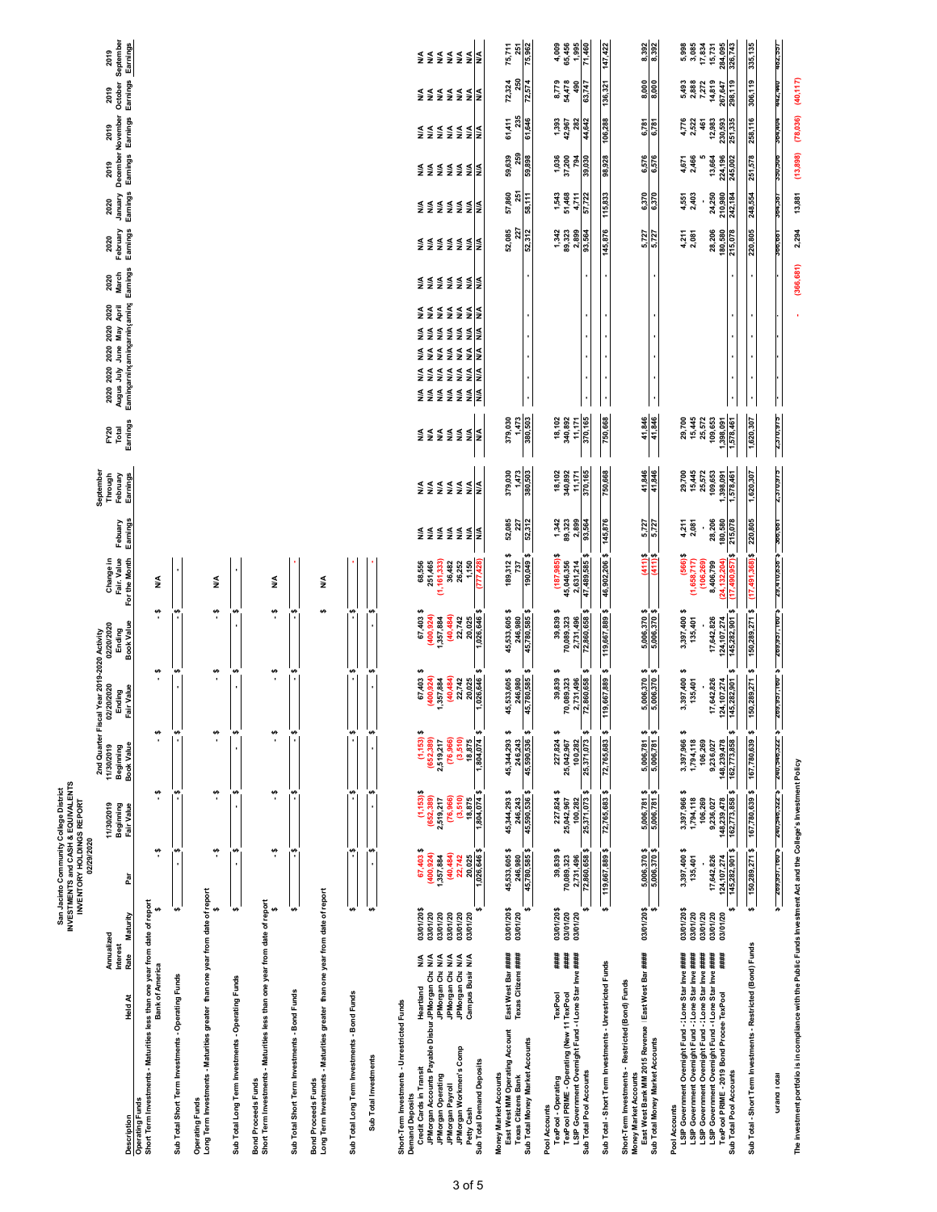# San Jacinto Community College District
## INVESTMENTS and CASH & EQUIVALENTS
## INVENTORY HOLDINGS REPORT
### 02/29/2020

| Description | Held At | Annualized Interest Rate | Maturity | Par | 11/30/2019 Beginning Fair Value | 11/30/2019 Beginning Book Value | 02/20/2020 Ending Fair Value | 02/20/2020 Ending Book Value | Change in Fair Value For the Month | Febuary Earnings | September Through February Earnings | FY20 Total Earnings | 2020 August Earnings | 2020 July Earnings | 2020 June Earnings | 2020 May Earnings | 2020 April Earnings | 2020 March Earnings | 2020 February Earnings | 2020 January Earnings | 2019 December Earnings | 2019 November Earnings | 2019 October Earnings | 2019 September Earnings |
|---|---|---|---|---|---|---|---|---|---|---|---|---|---|---|---|---|---|---|---|---|---|---|---|---|
| | | | | | 2nd Quarter Fiscal Year 2019-2020 Activity | | | | | | | | | | | | | | | | | | | |
| **Operating Funds** | | | | | | | | | | | | | | | | | | | | | | | | |
| Short Term Investments - Maturities less than one year from date of report | | | | | | | | | | | | | | | | | | | | | | | | |
| | Bank of America | | | $ - | $ - | $ - | $ - | $ - | N/A | | | | | | | | | | | | | | | |
| Sub Total Short Term Investments - Operating Funds | | | | $ - | $ - | $ - | $ - | $ - | - | | | | | | | | | | | | | | | |
| **Operating Funds** | | | | | | | | | | | | | | | | | | | | | | | | |
| Long Term Investments - Maturities greater than one year from date of report | | | | $ - | $ - | $ - | $ - | $ - | N/A | | | | | | | | | | | | | | | |
| Sub Total Long Term Investments - Operating Funds | | | | $ - | $ - | $ - | $ - | $ - | - | | | | | | | | | | | | | | | |
| **Bond Proceeds Funds** | | | | | | | | | | | | | | | | | | | | | | | | |
| Short Term Investments - Maturities less than one year from date of report | | | | $ - | $ - | $ - | $ - | $ - | N/A | | | | | | | | | | | | | | | |
| Sub Total Short Term Investments - Bond Funds | | | | $ - | $ - | $ - | $ - | $ - | - | | | | | | | | | | | | | | | |
| **Bond Proceeds Funds** | | | | | | | | | | | | | | | | | | | | | | | | |
| Long Term Investments - Maturities greater than one year from date of report | | | | | | | | | N/A | | | | | | | | | | | | | | | |
| Sub Total Long Term Investments - Bond Funds | | | | $ - | $ - | $ - | $ - | $ - | - | | | | | | | | | | | | | | | |
| Sub Total Investments | | | | $ - | $ - | $ - | $ - | $ - | - | | | | | | | | | | | | | | | |
| **Short-Term Investments - Unrestricted Funds** | | | | | | | | | | | | | | | | | | | | | | | | |
| Demand Deposits | | | | | | | | | | | | | | | | | | | | | | | | |
| Credit Cards in Transit | Heartland | N/A | 03/01/20 | 67,403 | (1,153) | (1,153) | 67,403 | 67,403 | 68,556 | N/A | N/A | N/A | N/A | N/A | N/A | N/A | N/A | N/A | N/A | N/A | N/A | N/A | N/A | N/A |
| JPMorgan Accounts Payable Disbursement | JPMorgan Chase | N/A | 03/01/20 | (400,924) | (652,389) | (652,389) | (400,924) | (400,924) | 251,465 | N/A | N/A | N/A | N/A | N/A | N/A | N/A | N/A | N/A | N/A | N/A | N/A | N/A | N/A | N/A |
| JPMorgan Operating | JPMorgan Chase | N/A | 03/01/20 | 1,357,884 | 2,519,217 | 2,519,217 | 1,357,884 | 1,357,884 | (1,161,333) | N/A | N/A | N/A | N/A | N/A | N/A | N/A | N/A | N/A | N/A | N/A | N/A | N/A | N/A | N/A |
| JPMorgan Payroll | JPMorgan Chase | N/A | 03/01/20 | (40,484) | (76,966) | (76,966) | (40,484) | (40,484) | 36,482 | N/A | N/A | N/A | N/A | N/A | N/A | N/A | N/A | N/A | N/A | N/A | N/A | N/A | N/A | N/A |
| JPMorgan Workmen's Comp | JPMorgan Chase | N/A | 03/01/20 | 22,742 | (3,510) | (3,510) | 22,742 | 22,742 | 26,252 | N/A | N/A | N/A | N/A | N/A | N/A | N/A | N/A | N/A | N/A | N/A | N/A | N/A | N/A | N/A |
| Petty Cash | Campus Business | N/A | 03/01/20 | 20,025 | 18,875 | 18,875 | 20,025 | 20,025 | 1,150 | N/A | N/A | N/A | N/A | N/A | N/A | N/A | N/A | N/A | N/A | N/A | N/A | N/A | N/A | N/A |
| Sub Total Demand Deposits | | | | $ 1,026,646 | $ 1,804,074 | $ 1,804,074 | $ 1,026,646 | $ 1,026,646 | (777,428) | N/A | N/A | N/A | N/A | N/A | N/A | N/A | N/A | N/A | N/A | N/A | N/A | N/A | N/A | N/A |
| Money Market Accounts | | | | | | | | | | | | | | | | | | | | | | | | |
| East West MM Operating Account | East West Bank | #### | 03/01/20 | 45,533,605 | 45,344,293 | 45,344,293 | 45,533,605 | 45,533,605 | 189,312 | 52,085 | 379,030 | 379,030 | | | | | | | 52,085 | 57,860 | 59,639 | 61,411 | 72,324 | 75,711 |
| Texas Citizens Bank | Texas Citizens Bank | #### | 03/01/20 | 246,980 | 246,243 | 246,243 | 246,980 | 246,980 | 737 | 227 | 1,473 | 1,473 | | | | | | | 227 | 251 | 259 | 235 | 250 | 251 |
| Sub Total Money Market Accounts | | | | $ 45,780,585 | $ 45,590,536 | $ 45,590,536 | $ 45,780,585 | $ 45,780,585 | 190,049 | 52,312 | 380,503 | 380,503 | - | - | - | - | - | - | 52,312 | 58,111 | 59,898 | 61,646 | 72,574 | 75,962 |
| Pool Accounts | | | | | | | | | | | | | | | | | | | | | | | | |
| TexPool - Operating | TexPool | #### | 03/01/20 | 39,839 | 227,824 | 227,824 | 39,839 | 39,839 | (187,985) | 1,342 | 18,102 | 18,102 | N/A | N/A | N/A | N/A | N/A | N/A | 1,342 | 1,543 | 1,036 | 1,393 | 8,779 | 4,009 |
| TexPool PRIME - Operating (New 11 | TexPool | #### | 03/01/20 | 70,089,323 | 25,042,967 | 25,042,967 | 70,089,323 | 70,089,323 | 45,046,356 | 89,323 | 340,892 | 340,892 | N/A | N/A | N/A | N/A | N/A | N/A | 89,323 | 51,468 | 37,200 | 42,967 | 54,478 | 65,456 |
| LSIP Government Overnight Fund - | Lone Star Investment | #### | 03/01/20 | 2,731,496 | 100,207 | 100,207 | 2,731,496 | 2,731,496 | 2,631,289 | 2,899 | 11,171 | 11,171 | N/A | N/A | N/A | N/A | N/A | N/A | 2,899 | 4,711 | 794 | 282 | 490 | 1,995 |
| Sub Total Pool Accounts | | | | $ 72,860,658 | $ 25,371,073 | $ 25,371,073 | $ 72,860,658 | $ 72,860,658 | 47,489,585 | 93,564 | 370,165 | 370,165 | N/A | N/A | N/A | N/A | N/A | N/A | 93,564 | 57,722 | 39,030 | 44,642 | 63,747 | 71,460 |
| Sub Total - Short Term Investments - Unrestricted Funds | | | | $ 119,667,889 | $ 72,765,683 | $ 72,765,683 | $ 119,667,889 | $ 119,667,889 | 46,902,206 | 145,876 | 750,668 | 750,668 | - | - | - | - | - | - | 145,876 | 115,833 | 98,928 | 106,288 | 136,321 | 147,422 |
| **Short-Term Investments - Restricted (Bond) Funds** | | | | | | | | | | | | | | | | | | | | | | | | |
| Money Market Accounts | | | | | | | | | | | | | | | | | | | | | | | | |
| East West Bank MM 2015 Revenue | East West Bank | #### | 03/01/20 | 5,006,370 | 5,006,781 | 5,006,781 | 5,006,370 | 5,006,370 | (411) | 5,727 | 41,846 | 41,846 | | | | | | | 5,727 | 6,370 | 6,576 | 6,781 | 8,000 | 8,392 |
| Sub Total Money Market Accounts | | | | $ 5,006,370 | $ 5,006,781 | $ 5,006,781 | $ 5,006,370 | $ 5,006,370 | (411) | 5,727 | 41,846 | 41,846 | - | - | - | - | - | - | 5,727 | 6,370 | 6,576 | 6,781 | 8,000 | 8,392 |
| Pool Accounts | | | | | | | | | | | | | | | | | | | | | | | | |
| LSIP Government Overnight Fund - | Lone Star Investment | #### | 03/01/20 | 3,397,400 | 3,397,966 | 3,397,966 | 3,397,400 | 3,397,400 | (566) | 4,211 | 29,700 | 29,700 | | | | | | | 4,211 | 4,551 | 4,671 | 4,776 | 5,493 | 5,998 |
| LSIP Government Overnight Fund - | Lone Star Investment | #### | 03/01/20 | 135,401 | 1,794,118 | 1,794,118 | 135,401 | 135,401 | (1,658,717) | 2,081 | 15,445 | 15,445 | | | | | | | 2,081 | 2,403 | 2,466 | 2,522 | 2,888 | 3,085 |
| LSIP Government Overnight Fund - | Lone Star Investment | #### | 03/01/20 | | 106,269 | 106,269 | | | (106,269) | - | 25,572 | 25,572 | | | | | | | | | 5 | 461 | 7,272 | 17,834 |
| LSIP Government Overnight Fund - | Lone Star Investment | #### | 03/01/20 | 17,642,826 | 9,236,027 | 9,236,027 | 17,642,826 | 17,642,826 | 8,406,799 | 28,206 | 109,653 | 109,653 | | | | | | | 28,206 | 24,250 | 13,664 | 12,983 | 14,819 | 15,731 |
| TexPool PRIME - 2019 Bond Proceeds | TexPool | #### | 03/01/20 | 124,107,274 | 148,239,478 | 148,239,478 | 124,107,274 | 124,107,274 | (24,132,204) | 180,580 | 1,398,091 | 1,398,091 | | | | | | | 180,580 | 210,980 | 224,196 | 230,593 | 267,647 | 284,095 |
| Sub Total Pool Accounts | | | | $ 145,282,901 | $ 162,773,858 | $ 162,773,858 | $ 145,282,901 | $ 145,282,901 | (17,490,957) | 215,078 | 1,578,461 | 1,578,461 | - | - | - | - | - | - | 215,078 | 242,184 | 245,002 | 251,335 | 298,119 | 326,743 |
| Sub Total - Short Term Investments - Restricted (Bond) Funds | | | | $ 150,289,271 | $ 167,780,639 | $ 167,780,639 | $ 150,289,271 | $ 150,289,271 | (17,491,368) | 220,805 | 1,620,307 | 1,620,307 | - | - | - | - | - | - | 220,805 | 248,554 | 251,578 | 258,116 | 306,119 | 335,135 |
| Grand Total | | | | $ 269,957,160 | $ 240,546,322 | $ 240,546,322 | $ 269,957,160 | $ 269,957,160 | 29,410,838 | 366,681 | 2,370,975 | 2,370,975 | - | - | - | - | - | - | 366,681 | 364,387 | 350,506 | 364,404 | 442,440 | 482,557 |
| | | | | | | | | | | | | | - | | | | | (366,681) | 2,294 | 13,881 | (13,898) | (78,036) | (40,117) | |

The investment portfolio is in compliance with the Public Funds Investment Act and the College's Investment Policy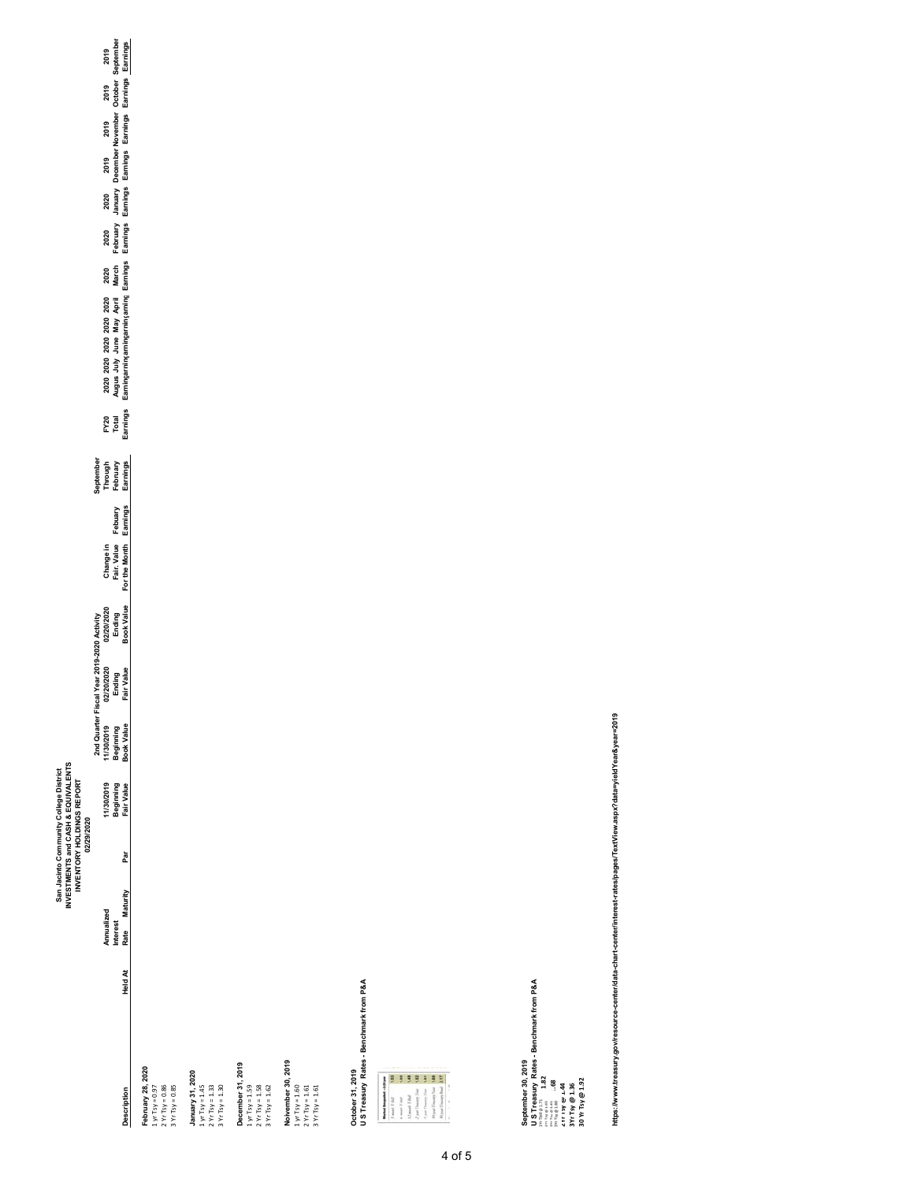# San Jacinto Community College District
## INVESTMENTS and CASH & EQUIVALENTS
### INVENTORY HOLDINGS REPORT
02/29/2020

| Description | Held At | Annualized Interest Rate | Maturity | Par | 11/30/2019 Beginning Fair Value | 11/30/2019 Beginning Book Value | 02/20/2020 Ending Fair Value | 02/20/2020 Ending Book Value | Change in Fair Value For the Month | Febuary Earnings | September Through February Earnings | FY20 Total Earnings | 2020 Augus Earnings | 2020 July Earnings | 2020 June Earnings | 2020 May Earnings | 2020 April Earnings | 2020 March Earnings | 2020 February Earnings | 2020 January Earnings | 2019 December Earnings | 2019 November Earnings | 2019 October Earnings | 2019 September Earnings |
|---|---|---|---|---|---|---|---|---|---|---|---|---|---|---|---|---|---|---|---|---|---|---|---|---|

2nd Quarter Fiscal Year 2019-2020 Activity

**February 28, 2020**
1 yr Tsy = 0.97
2 Yr Tsy = 0.86
3 Yr Tsy = 0.85

**January 31, 2020**
1 yr Tsy = 1.45
2 Yr Tsy = 1.33
3 Yr Tsy = 1.30

**December 31, 2019**
1 yr Tsy = 1.59
2 Yr Tsy = 1.58
3 Yr Tsy = 1.62

**Noivember 30, 2019**
1 yr Tsy = 1.60
2 Yr Tsy = 1.61
3 Yr Tsy = 1.61

**October 31, 2019**
**U S Treasury Rates - Benchmark from P&A**

**September 30, 2019**
**U S Treasury Rates - Benchmark from P&A**
1.82
.88
1 Yr Tsy @ .44
3Yr Tsy @ 1.36
30 Yr Tsy @ 1.92

https://www.treasury.gov/resource-center/data-chart-center/interest-rates/pages/TextView.aspx?data=yieldYear&year=2019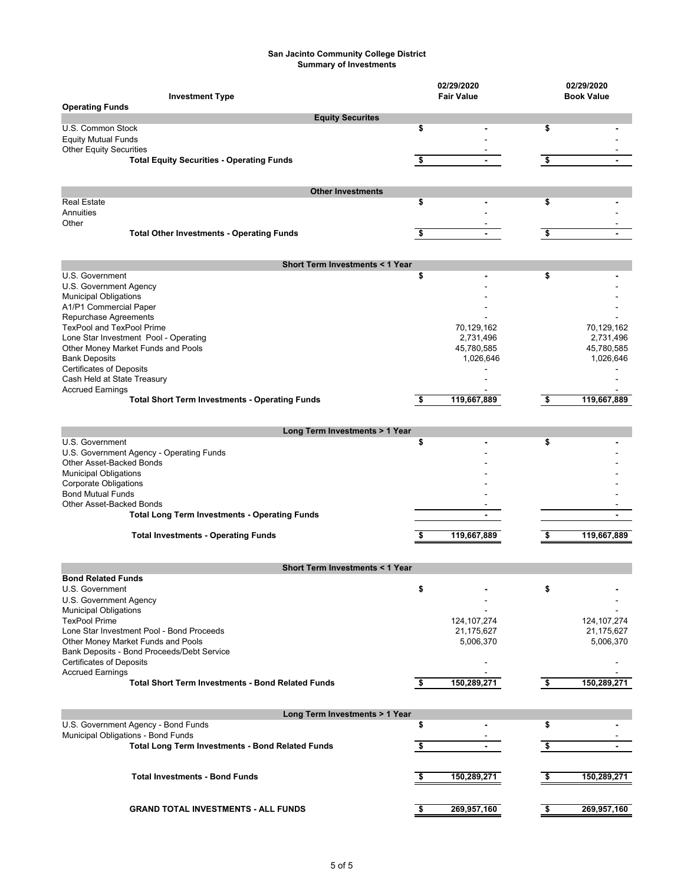**San Jacinto Community College District**
**Summary of Investments**

| Investment Type | 02/29/2020 Fair Value | 02/29/2020 Book Value |
|---|---|---|
| **Operating Funds** | | |
| **Equity Securites** | | |
| U.S. Common Stock | $ - | $ - |
| Equity Mutual Funds | - | - |
| Other Equity Securities | - | - |
| **Total Equity Securities - Operating Funds** | **$ -** | **$ -** |
| **Other Investments** | | |
| Real Estate | $ - | $ - |
| Annuities | - | - |
| Other | - | - |
| **Total Other Investments - Operating Funds** | **$ -** | **$ -** |
| **Short Term Investments < 1 Year** | | |
| U.S. Government | $ - | $ - |
| U.S. Government Agency | - | - |
| Municipal Obligations | - | - |
| A1/P1 Commercial Paper | - | - |
| Repurchase Agreements | - | - |
| TexPool and TexPool Prime | 70,129,162 | 70,129,162 |
| Lone Star Investment Pool - Operating | 2,731,496 | 2,731,496 |
| Other Money Market Funds and Pools | 45,780,585 | 45,780,585 |
| Bank Deposits | 1,026,646 | 1,026,646 |
| Certificates of Deposits | - | - |
| Cash Held at State Treasury | - | - |
| Accrued Earnings | - | - |
| **Total Short Term Investments - Operating Funds** | **$ 119,667,889** | **$ 119,667,889** |
| **Long Term Investments > 1 Year** | | |
| U.S. Government | $ - | $ - |
| U.S. Government Agency - Operating Funds | - | - |
| Other Asset-Backed Bonds | - | - |
| Municipal Obligations | - | - |
| Corporate Obligations | - | - |
| Bond Mutual Funds | - | - |
| Other Asset-Backed Bonds | - | - |
| **Total Long Term Investments - Operating Funds** | **-** | **-** |
| **Total Investments - Operating Funds** | **$ 119,667,889** | **$ 119,667,889** |
| **Short Term Investments < 1 Year** | | |
| **Bond Related Funds** | | |
| U.S. Government | $ - | $ - |
| U.S. Government Agency | - | - |
| Municipal Obligations | - | - |
| TexPool Prime | 124,107,274 | 124,107,274 |
| Lone Star Investment Pool - Bond Proceeds | 21,175,627 | 21,175,627 |
| Other Money Market Funds and Pools | 5,006,370 | 5,006,370 |
| Bank Deposits - Bond Proceeds/Debt Service | | |
| Certificates of Deposits | - | - |
| Accrued Earnings | - | - |
| **Total Short Term Investments - Bond Related Funds** | **$ 150,289,271** | **$ 150,289,271** |
| **Long Term Investments > 1 Year** | | |
| U.S. Government Agency - Bond Funds | $ - | $ - |
| Municipal Obligations - Bond Funds | - | - |
| **Total Long Term Investments - Bond Related Funds** | **$ -** | **$ -** |
| **Total Investments - Bond Funds** | **$ 150,289,271** | **$ 150,289,271** |
| **GRAND TOTAL INVESTMENTS - ALL FUNDS** | **$ 269,957,160** | **$ 269,957,160** |